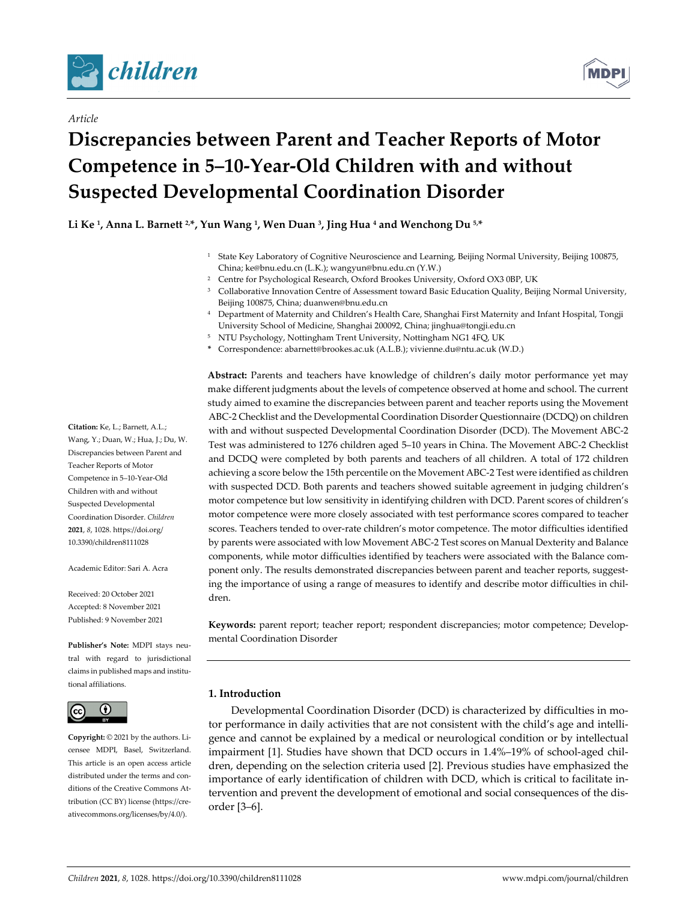*Article*

# Discrepancies between Parent and Teacher Reports of Motor Competence in 5–10-Year-Old Children with and without Suspected Developmental Coordination Disorder

**Li Ke [1], Anna L. Barnett [2,*], Yun Wang [1], Wen Duan [3], Jing Hua [4] and Wenchong Du [5,*]**

[1] State Key Laboratory of Cognitive Neuroscience and Learning, Beijing Normal University, Beijing 100875, China; ke@bnu.edu.cn (L.K.); wangyun@bnu.edu.cn (Y.W.)
[2] Centre for Psychological Research, Oxford Brookes University, Oxford OX3 0BP, UK
[3] Collaborative Innovation Centre of Assessment toward Basic Education Quality, Beijing Normal University, Beijing 100875, China; duanwen@bnu.edu.cn
[4] Department of Maternity and Children's Health Care, Shanghai First Maternity and Infant Hospital, Tongji University School of Medicine, Shanghai 200092, China; jinghua@tongji.edu.cn
[5] NTU Psychology, Nottingham Trent University, Nottingham NG1 4FQ, UK
* Correspondence: abarnett@brookes.ac.uk (A.L.B.); vivienne.du@ntu.ac.uk (W.D.)

**Citation:** Ke, L.; Barnett, A.L.; Wang, Y.; Duan, W.; Hua, J.; Du, W. Discrepancies between Parent and Teacher Reports of Motor Competence in 5–10-Year-Old Children with and without Suspected Developmental Coordination Disorder. *Children* **2021**, *8*, 1028. https://doi.org/10.3390/children8111028

Academic Editor: Sari A. Acra

Received: 20 October 2021
Accepted: 8 November 2021
Published: 9 November 2021

**Publisher's Note:** MDPI stays neutral with regard to jurisdictional claims in published maps and institutional affiliations.

**Copyright:** © 2021 by the authors. Licensee MDPI, Basel, Switzerland. This article is an open access article distributed under the terms and conditions of the Creative Commons Attribution (CC BY) license (https://creativecommons.org/licenses/by/4.0/).

**Abstract:** Parents and teachers have knowledge of children's daily motor performance yet may make different judgments about the levels of competence observed at home and school. The current study aimed to examine the discrepancies between parent and teacher reports using the Movement ABC-2 Checklist and the Developmental Coordination Disorder Questionnaire (DCDQ) on children with and without suspected Developmental Coordination Disorder (DCD). The Movement ABC-2 Test was administered to 1276 children aged 5–10 years in China. The Movement ABC-2 Checklist and DCDQ were completed by both parents and teachers of all children. A total of 172 children achieving a score below the 15th percentile on the Movement ABC-2 Test were identified as children with suspected DCD. Both parents and teachers showed suitable agreement in judging children's motor competence but low sensitivity in identifying children with DCD. Parent scores of children's motor competence were more closely associated with test performance scores compared to teacher scores. Teachers tended to over-rate children's motor competence. The motor difficulties identified by parents were associated with low Movement ABC-2 Test scores on Manual Dexterity and Balance components, while motor difficulties identified by teachers were associated with the Balance component only. The results demonstrated discrepancies between parent and teacher reports, suggesting the importance of using a range of measures to identify and describe motor difficulties in children.

**Keywords:** parent report; teacher report; respondent discrepancies; motor competence; Developmental Coordination Disorder

## 1. Introduction

Developmental Coordination Disorder (DCD) is characterized by difficulties in motor performance in daily activities that are not consistent with the child's age and intelligence and cannot be explained by a medical or neurological condition or by intellectual impairment [1]. Studies have shown that DCD occurs in 1.4%–19% of school-aged children, depending on the selection criteria used [2]. Previous studies have emphasized the importance of early identification of children with DCD, which is critical to facilitate intervention and prevent the development of emotional and social consequences of the disorder [3–6].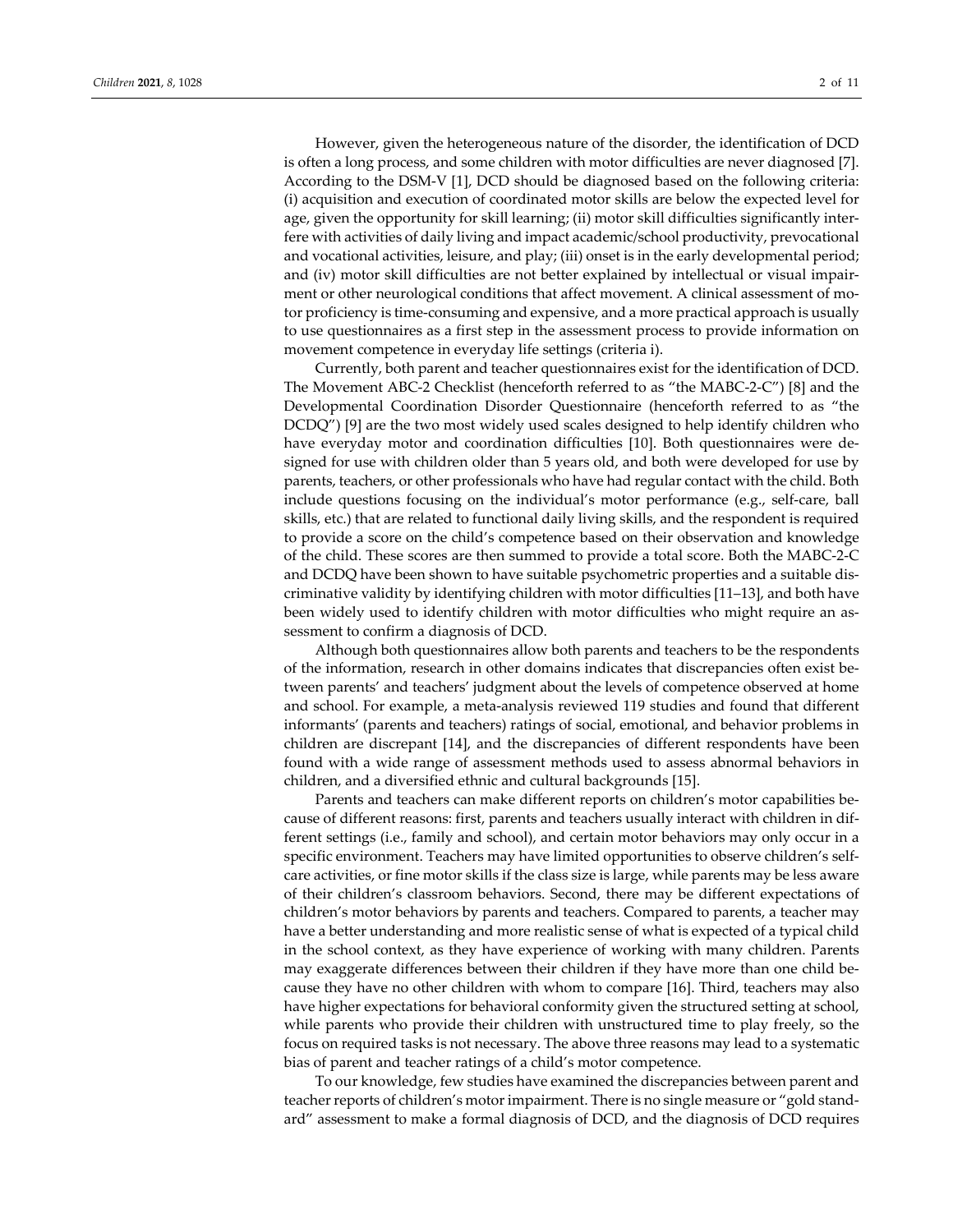However, given the heterogeneous nature of the disorder, the identification of DCD is often a long process, and some children with motor difficulties are never diagnosed [7]. According to the DSM-V [1], DCD should be diagnosed based on the following criteria: (i) acquisition and execution of coordinated motor skills are below the expected level for age, given the opportunity for skill learning; (ii) motor skill difficulties significantly interfere with activities of daily living and impact academic/school productivity, prevocational and vocational activities, leisure, and play; (iii) onset is in the early developmental period; and (iv) motor skill difficulties are not better explained by intellectual or visual impairment or other neurological conditions that affect movement. A clinical assessment of motor proficiency is time-consuming and expensive, and a more practical approach is usually to use questionnaires as a first step in the assessment process to provide information on movement competence in everyday life settings (criteria i).

Currently, both parent and teacher questionnaires exist for the identification of DCD. The Movement ABC-2 Checklist (henceforth referred to as "the MABC-2-C") [8] and the Developmental Coordination Disorder Questionnaire (henceforth referred to as "the DCDQ") [9] are the two most widely used scales designed to help identify children who have everyday motor and coordination difficulties [10]. Both questionnaires were designed for use with children older than 5 years old, and both were developed for use by parents, teachers, or other professionals who have had regular contact with the child. Both include questions focusing on the individual's motor performance (e.g., self-care, ball skills, etc.) that are related to functional daily living skills, and the respondent is required to provide a score on the child's competence based on their observation and knowledge of the child. These scores are then summed to provide a total score. Both the MABC-2-C and DCDQ have been shown to have suitable psychometric properties and a suitable discriminative validity by identifying children with motor difficulties [11–13], and both have been widely used to identify children with motor difficulties who might require an assessment to confirm a diagnosis of DCD.

Although both questionnaires allow both parents and teachers to be the respondents of the information, research in other domains indicates that discrepancies often exist between parents' and teachers' judgment about the levels of competence observed at home and school. For example, a meta-analysis reviewed 119 studies and found that different informants' (parents and teachers) ratings of social, emotional, and behavior problems in children are discrepant [14], and the discrepancies of different respondents have been found with a wide range of assessment methods used to assess abnormal behaviors in children, and a diversified ethnic and cultural backgrounds [15].

Parents and teachers can make different reports on children's motor capabilities because of different reasons: first, parents and teachers usually interact with children in different settings (i.e., family and school), and certain motor behaviors may only occur in a specific environment. Teachers may have limited opportunities to observe children's self-care activities, or fine motor skills if the class size is large, while parents may be less aware of their children's classroom behaviors. Second, there may be different expectations of children's motor behaviors by parents and teachers. Compared to parents, a teacher may have a better understanding and more realistic sense of what is expected of a typical child in the school context, as they have experience of working with many children. Parents may exaggerate differences between their children if they have more than one child because they have no other children with whom to compare [16]. Third, teachers may also have higher expectations for behavioral conformity given the structured setting at school, while parents who provide their children with unstructured time to play freely, so the focus on required tasks is not necessary. The above three reasons may lead to a systematic bias of parent and teacher ratings of a child's motor competence.

To our knowledge, few studies have examined the discrepancies between parent and teacher reports of children's motor impairment. There is no single measure or "gold standard" assessment to make a formal diagnosis of DCD, and the diagnosis of DCD requires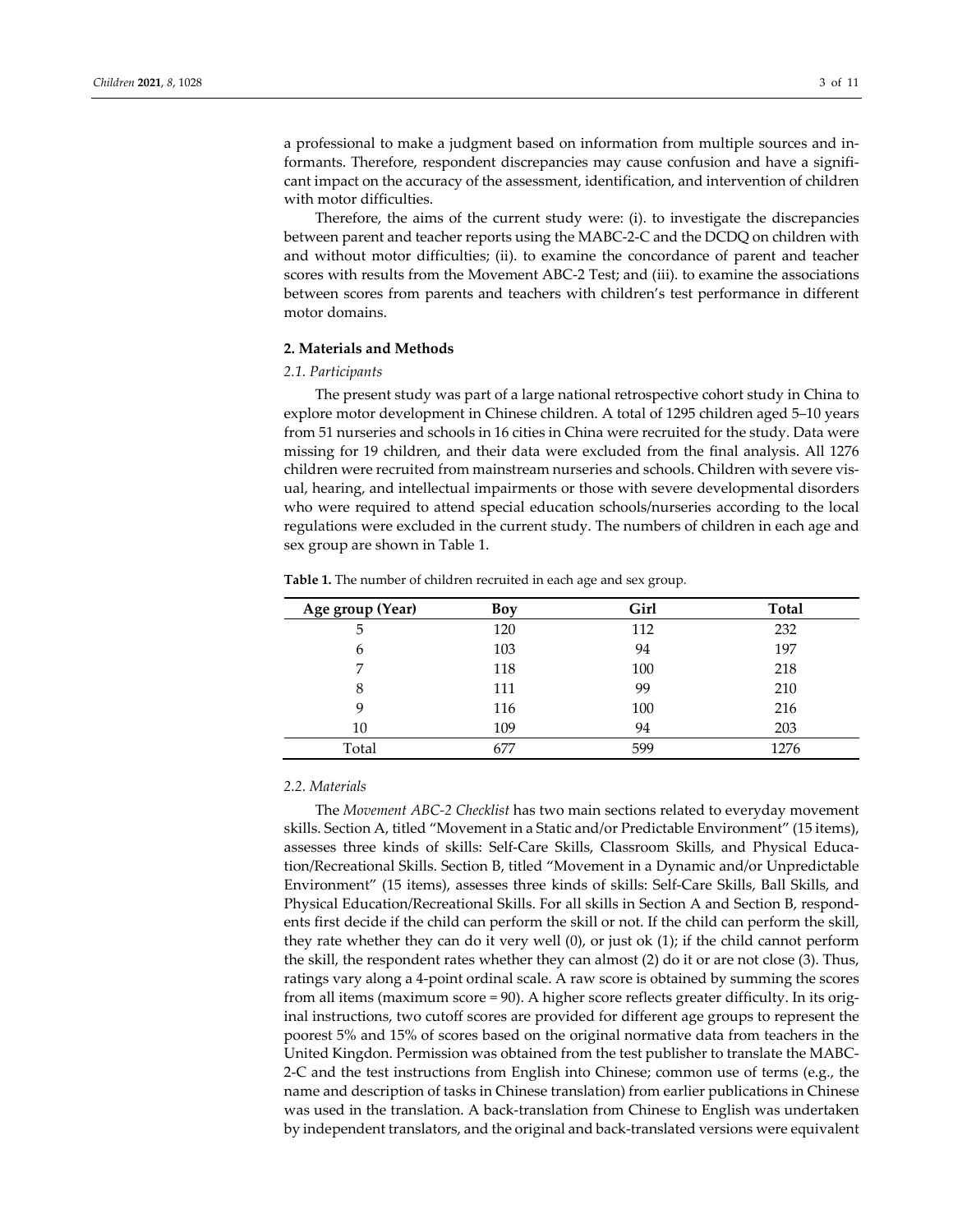a professional to make a judgment based on information from multiple sources and informants. Therefore, respondent discrepancies may cause confusion and have a significant impact on the accuracy of the assessment, identification, and intervention of children with motor difficulties.

Therefore, the aims of the current study were: (i). to investigate the discrepancies between parent and teacher reports using the MABC-2-C and the DCDQ on children with and without motor difficulties; (ii). to examine the concordance of parent and teacher scores with results from the Movement ABC-2 Test; and (iii). to examine the associations between scores from parents and teachers with children's test performance in different motor domains.

## 2. Materials and Methods

### 2.1. Participants

The present study was part of a large national retrospective cohort study in China to explore motor development in Chinese children. A total of 1295 children aged 5–10 years from 51 nurseries and schools in 16 cities in China were recruited for the study. Data were missing for 19 children, and their data were excluded from the final analysis. All 1276 children were recruited from mainstream nurseries and schools. Children with severe visual, hearing, and intellectual impairments or those with severe developmental disorders who were required to attend special education schools/nurseries according to the local regulations were excluded in the current study. The numbers of children in each age and sex group are shown in Table 1.

**Table 1.** The number of children recruited in each age and sex group.

| Age group (Year) | Boy | Girl | Total |
|---|---|---|---|
| 5 | 120 | 112 | 232 |
| 6 | 103 | 94 | 197 |
| 7 | 118 | 100 | 218 |
| 8 | 111 | 99 | 210 |
| 9 | 116 | 100 | 216 |
| 10 | 109 | 94 | 203 |
| Total | 677 | 599 | 1276 |

### 2.2. Materials

The *Movement ABC-2 Checklist* has two main sections related to everyday movement skills. Section A, titled "Movement in a Static and/or Predictable Environment" (15 items), assesses three kinds of skills: Self-Care Skills, Classroom Skills, and Physical Education/Recreational Skills. Section B, titled "Movement in a Dynamic and/or Unpredictable Environment" (15 items), assesses three kinds of skills: Self-Care Skills, Ball Skills, and Physical Education/Recreational Skills. For all skills in Section A and Section B, respondents first decide if the child can perform the skill or not. If the child can perform the skill, they rate whether they can do it very well (0), or just ok (1); if the child cannot perform the skill, the respondent rates whether they can almost (2) do it or are not close (3). Thus, ratings vary along a 4-point ordinal scale. A raw score is obtained by summing the scores from all items (maximum score = 90). A higher score reflects greater difficulty. In its original instructions, two cutoff scores are provided for different age groups to represent the poorest 5% and 15% of scores based on the original normative data from teachers in the United Kingdon. Permission was obtained from the test publisher to translate the MABC-2-C and the test instructions from English into Chinese; common use of terms (e.g., the name and description of tasks in Chinese translation) from earlier publications in Chinese was used in the translation. A back-translation from Chinese to English was undertaken by independent translators, and the original and back-translated versions were equivalent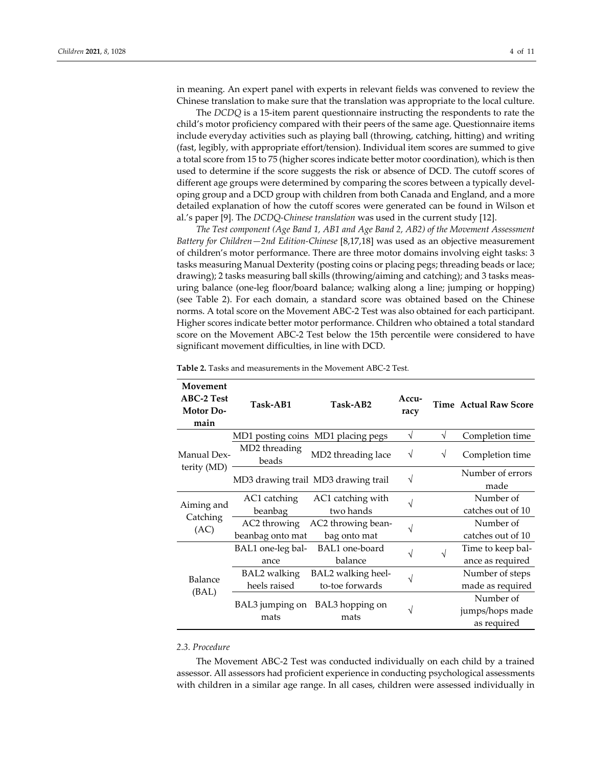in meaning. An expert panel with experts in relevant fields was convened to review the Chinese translation to make sure that the translation was appropriate to the local culture.

The *DCDQ* is a 15-item parent questionnaire instructing the respondents to rate the child's motor proficiency compared with their peers of the same age. Questionnaire items include everyday activities such as playing ball (throwing, catching, hitting) and writing (fast, legibly, with appropriate effort/tension). Individual item scores are summed to give a total score from 15 to 75 (higher scores indicate better motor coordination), which is then used to determine if the score suggests the risk or absence of DCD. The cutoff scores of different age groups were determined by comparing the scores between a typically developing group and a DCD group with children from both Canada and England, and a more detailed explanation of how the cutoff scores were generated can be found in Wilson et al.'s paper [9]. The *DCDQ-Chinese translation* was used in the current study [12].

*The Test component (Age Band 1, AB1 and Age Band 2, AB2) of the Movement Assessment Battery for Children—2nd Edition-Chinese* [8,17,18] was used as an objective measurement of children's motor performance. There are three motor domains involving eight tasks: 3 tasks measuring Manual Dexterity (posting coins or placing pegs; threading beads or lace; drawing); 2 tasks measuring ball skills (throwing/aiming and catching); and 3 tasks measuring balance (one-leg floor/board balance; walking along a line; jumping or hopping) (see Table 2). For each domain, a standard score was obtained based on the Chinese norms. A total score on the Movement ABC-2 Test was also obtained for each participant. Higher scores indicate better motor performance. Children who obtained a total standard score on the Movement ABC-2 Test below the 15th percentile were considered to have significant movement difficulties, in line with DCD.

**Table 2.** Tasks and measurements in the Movement ABC-2 Test.

| Movement ABC-2 Test Motor Domain | Task-AB1 | Task-AB2 | Accuracy | Time | Actual Raw Score |
|---|---|---|---|---|---|
| Manual Dexterity (MD) | MD1 posting coins | MD1 placing pegs | √ | √ | Completion time |
| | MD2 threading beads | MD2 threading lace | √ | √ | Completion time |
| | MD3 drawing trail | MD3 drawing trail | √ | | Number of errors made |
| Aiming and Catching (AC) | AC1 catching beanbag | AC1 catching with two hands | √ | | Number of catches out of 10 |
| | AC2 throwing beanbag onto mat | AC2 throwing beanbag onto mat | √ | | Number of catches out of 10 |
| Balance (BAL) | BAL1 one-leg balance | BAL1 one-board balance | √ | √ | Time to keep balance as required |
| | BAL2 walking heels raised | BAL2 walking heel-to-toe forwards | √ | | Number of steps made as required |
| | BAL3 jumping on mats | BAL3 hopping on mats | √ | | Number of jumps/hops made as required |

### 2.3. Procedure

The Movement ABC-2 Test was conducted individually on each child by a trained assessor. All assessors had proficient experience in conducting psychological assessments with children in a similar age range. In all cases, children were assessed individually in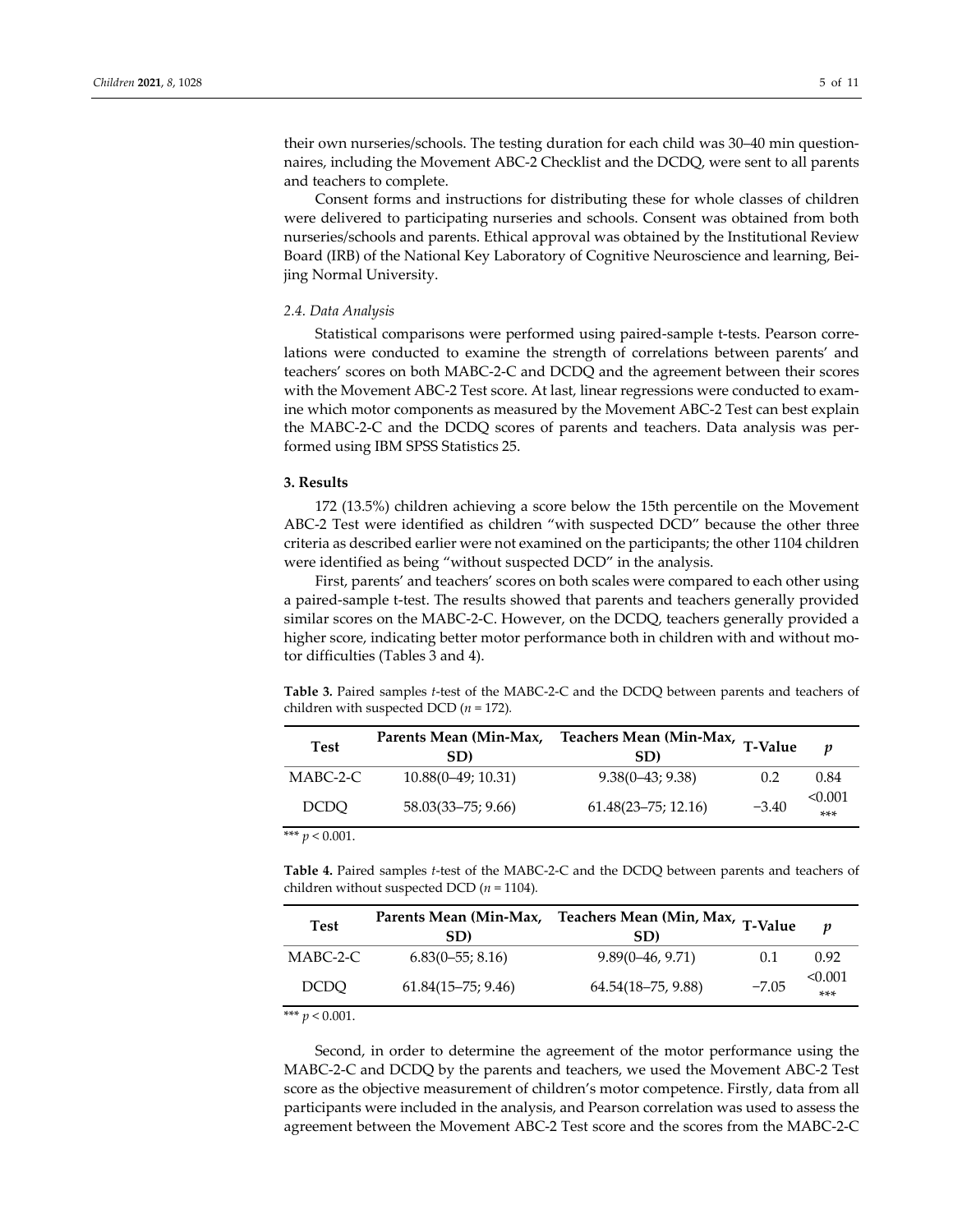their own nurseries/schools. The testing duration for each child was 30–40 min questionnaires, including the Movement ABC-2 Checklist and the DCDQ, were sent to all parents and teachers to complete.

Consent forms and instructions for distributing these for whole classes of children were delivered to participating nurseries and schools. Consent was obtained from both nurseries/schools and parents. Ethical approval was obtained by the Institutional Review Board (IRB) of the National Key Laboratory of Cognitive Neuroscience and learning, Beijing Normal University.

### *2.4. Data Analysis*

Statistical comparisons were performed using paired-sample t-tests. Pearson correlations were conducted to examine the strength of correlations between parents' and teachers' scores on both MABC-2-C and DCDQ and the agreement between their scores with the Movement ABC-2 Test score. At last, linear regressions were conducted to examine which motor components as measured by the Movement ABC-2 Test can best explain the MABC-2-C and the DCDQ scores of parents and teachers. Data analysis was performed using IBM SPSS Statistics 25.

## 3. Results

172 (13.5%) children achieving a score below the 15th percentile on the Movement ABC-2 Test were identified as children "with suspected DCD" because the other three criteria as described earlier were not examined on the participants; the other 1104 children were identified as being "without suspected DCD" in the analysis.

First, parents' and teachers' scores on both scales were compared to each other using a paired-sample t-test. The results showed that parents and teachers generally provided similar scores on the MABC-2-C. However, on the DCDQ, teachers generally provided a higher score, indicating better motor performance both in children with and without motor difficulties (Tables 3 and 4).

**Table 3.** Paired samples *t*-test of the MABC-2-C and the DCDQ between parents and teachers of children with suspected DCD ($n$ = 172).

| Test | Parents Mean (Min-Max, SD) | Teachers Mean (Min-Max, SD) | T-Value | $p$ |
|---|---|---|---|---|
| MABC-2-C | 10.88(0–49; 10.31) | 9.38(0–43; 9.38) | 0.2 | 0.84 |
| DCDQ | 58.03(33–75; 9.66) | 61.48(23–75; 12.16) | −3.40 | <0.001 *** |

*** $p < 0.001$.

**Table 4.** Paired samples *t*-test of the MABC-2-C and the DCDQ between parents and teachers of children without suspected DCD ($n$ = 1104).

| Test | Parents Mean (Min-Max, SD) | Teachers Mean (Min, Max, SD) | T-Value | $p$ |
|---|---|---|---|---|
| MABC-2-C | 6.83(0–55; 8.16) | 9.89(0–46, 9.71) | 0.1 | 0.92 |
| DCDQ | 61.84(15–75; 9.46) | 64.54(18–75, 9.88) | −7.05 | <0.001 *** |

*** $p < 0.001$.

Second, in order to determine the agreement of the motor performance using the MABC-2-C and DCDQ by the parents and teachers, we used the Movement ABC-2 Test score as the objective measurement of children's motor competence. Firstly, data from all participants were included in the analysis, and Pearson correlation was used to assess the agreement between the Movement ABC-2 Test score and the scores from the MABC-2-C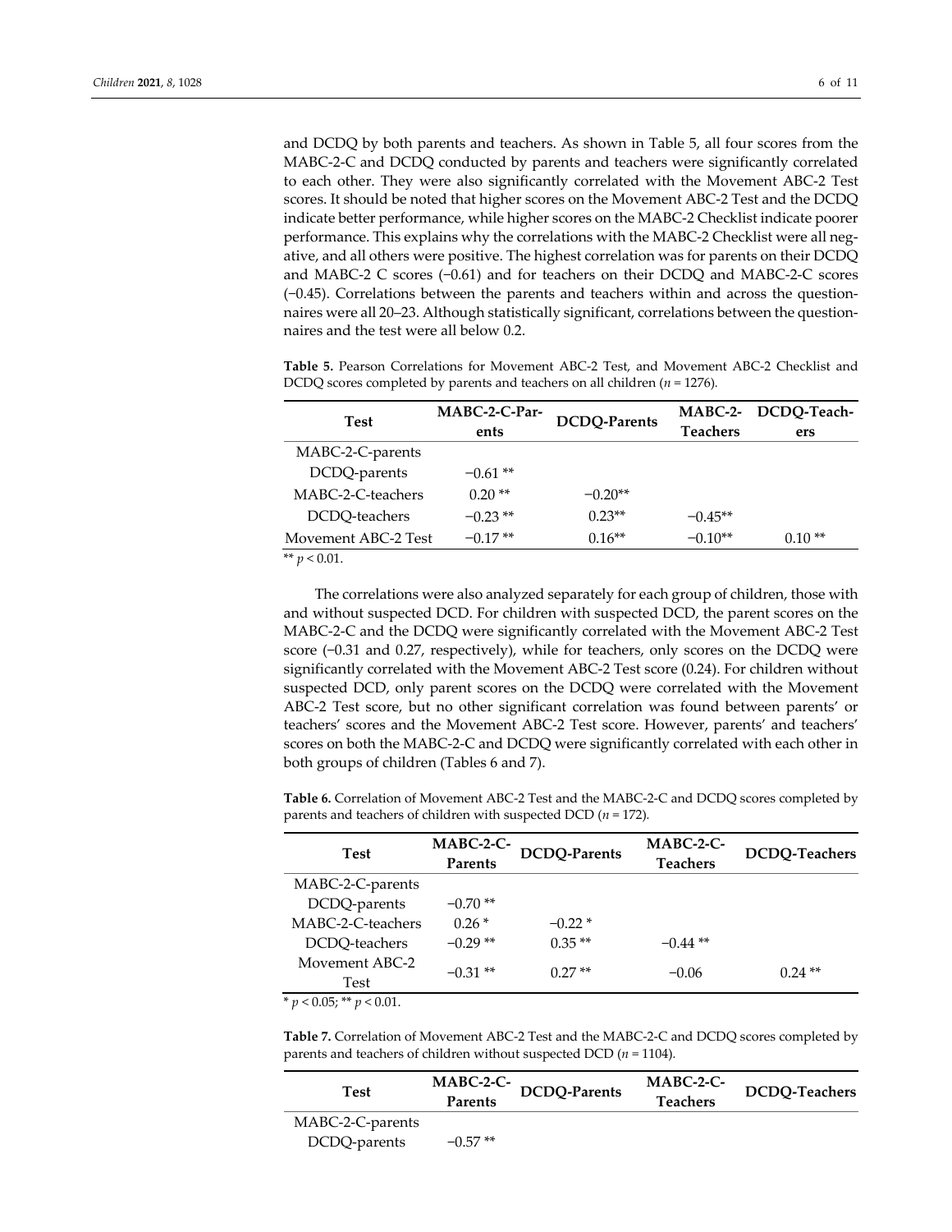and DCDQ by both parents and teachers. As shown in Table 5, all four scores from the MABC-2-C and DCDQ conducted by parents and teachers were significantly correlated to each other. They were also significantly correlated with the Movement ABC-2 Test scores. It should be noted that higher scores on the Movement ABC-2 Test and the DCDQ indicate better performance, while higher scores on the MABC-2 Checklist indicate poorer performance. This explains why the correlations with the MABC-2 Checklist were all negative, and all others were positive. The highest correlation was for parents on their DCDQ and MABC-2 C scores (−0.61) and for teachers on their DCDQ and MABC-2-C scores (−0.45). Correlations between the parents and teachers within and across the questionnaires were all 20–23. Although statistically significant, correlations between the questionnaires and the test were all below 0.2.

**Table 5.** Pearson Correlations for Movement ABC-2 Test, and Movement ABC-2 Checklist and DCDQ scores completed by parents and teachers on all children ($n$ = 1276).

| Test | MABC-2-C-Parents | DCDQ-Parents | MABC-2-Teachers | DCDQ-Teachers |
|---|---|---|---|---|
| MABC-2-C-parents | | | | |
| DCDQ-parents | −0.61 ** | | | |
| MABC-2-C-teachers | 0.20 ** | −0.20** | | |
| DCDQ-teachers | −0.23 ** | 0.23** | −0.45** | |
| Movement ABC-2 Test | −0.17 ** | 0.16** | −0.10** | 0.10 ** |

** $p < 0.01$.

The correlations were also analyzed separately for each group of children, those with and without suspected DCD. For children with suspected DCD, the parent scores on the MABC-2-C and the DCDQ were significantly correlated with the Movement ABC-2 Test score (−0.31 and 0.27, respectively), while for teachers, only scores on the DCDQ were significantly correlated with the Movement ABC-2 Test score (0.24). For children without suspected DCD, only parent scores on the DCDQ were correlated with the Movement ABC-2 Test score, but no other significant correlation was found between parents' or teachers' scores and the Movement ABC-2 Test score. However, parents' and teachers' scores on both the MABC-2-C and DCDQ were significantly correlated with each other in both groups of children (Tables 6 and 7).

**Table 6.** Correlation of Movement ABC-2 Test and the MABC-2-C and DCDQ scores completed by parents and teachers of children with suspected DCD ($n$ = 172).

| Test | MABC-2-C-Parents | DCDQ-Parents | MABC-2-C-Teachers | DCDQ-Teachers |
|---|---|---|---|---|
| MABC-2-C-parents | | | | |
| DCDQ-parents | −0.70 ** | | | |
| MABC-2-C-teachers | 0.26 * | −0.22 * | | |
| DCDQ-teachers | −0.29 ** | 0.35 ** | −0.44 ** | |
| Movement ABC-2 Test | −0.31 ** | 0.27 ** | −0.06 | 0.24 ** |

* $p < 0.05$; ** $p < 0.01$.

**Table 7.** Correlation of Movement ABC-2 Test and the MABC-2-C and DCDQ scores completed by parents and teachers of children without suspected DCD ($n$ = 1104).

| Test | MABC-2-C-Parents | DCDQ-Parents | MABC-2-C-Teachers | DCDQ-Teachers |
|---|---|---|---|---|
| MABC-2-C-parents | | | | |
| DCDQ-parents | −0.57 ** | | | |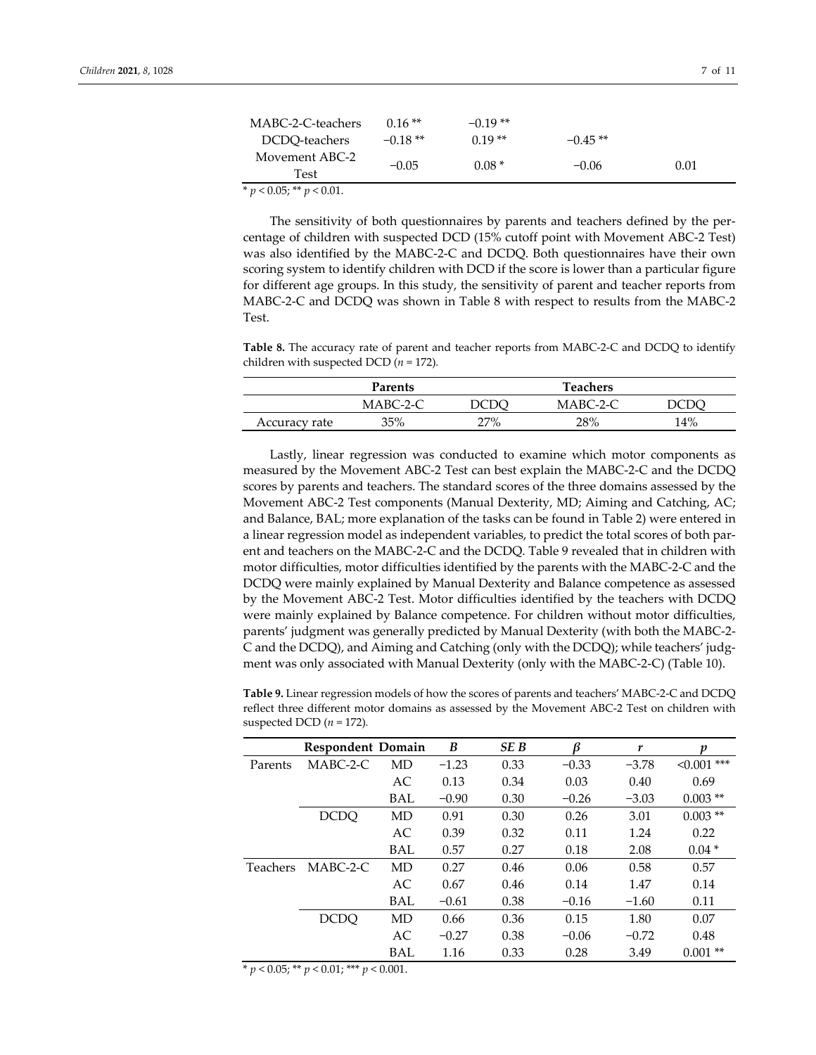| MABC-2-C-teachers | 0.16 ** | −0.19 ** | | |
|---|---|---|---|---|
| DCDQ-teachers | −0.18 ** | 0.19 ** | −0.45 ** | |
| Movement ABC-2 Test | −0.05 | 0.08 * | −0.06 | 0.01 |

\* $p < 0.05$; ** $p < 0.01$.

The sensitivity of both questionnaires by parents and teachers defined by the percentage of children with suspected DCD (15% cutoff point with Movement ABC-2 Test) was also identified by the MABC-2-C and DCDQ. Both questionnaires have their own scoring system to identify children with DCD if the score is lower than a particular figure for different age groups. In this study, the sensitivity of parent and teacher reports from MABC-2-C and DCDQ was shown in Table 8 with respect to results from the MABC-2 Test.

**Table 8.** The accuracy rate of parent and teacher reports from MABC-2-C and DCDQ to identify children with suspected DCD ($n = 172$).

| | Parents | | Teachers | |
|---|---|---|---|---|
| | MABC-2-C | DCDQ | MABC-2-C | DCDQ |
| Accuracy rate | 35% | 27% | 28% | 14% |

Lastly, linear regression was conducted to examine which motor components as measured by the Movement ABC-2 Test can best explain the MABC-2-C and the DCDQ scores by parents and teachers. The standard scores of the three domains assessed by the Movement ABC-2 Test components (Manual Dexterity, MD; Aiming and Catching, AC; and Balance, BAL; more explanation of the tasks can be found in Table 2) were entered in a linear regression model as independent variables, to predict the total scores of both parent and teachers on the MABC-2-C and the DCDQ. Table 9 revealed that in children with motor difficulties, motor difficulties identified by the parents with the MABC-2-C and the DCDQ were mainly explained by Manual Dexterity and Balance competence as assessed by the Movement ABC-2 Test. Motor difficulties identified by the teachers with DCDQ were mainly explained by Balance competence. For children without motor difficulties, parents' judgment was generally predicted by Manual Dexterity (with both the MABC-2-C and the DCDQ), and Aiming and Catching (only with the DCDQ); while teachers' judgment was only associated with Manual Dexterity (only with the MABC-2-C) (Table 10).

**Table 9.** Linear regression models of how the scores of parents and teachers' MABC-2-C and DCDQ reflect three different motor domains as assessed by the Movement ABC-2 Test on children with suspected DCD ($n = 172$).

| | Respondent | Domain | *B* | *SE B* | *β* | *r* | *p* |
|---|---|---|---|---|---|---|---|
| Parents | MABC-2-C | MD | −1.23 | 0.33 | −0.33 | −3.78 | <0.001 *** |
| | | AC | 0.13 | 0.34 | 0.03 | 0.40 | 0.69 |
| | | BAL | −0.90 | 0.30 | −0.26 | −3.03 | 0.003 ** |
| | DCDQ | MD | 0.91 | 0.30 | 0.26 | 3.01 | 0.003 ** |
| | | AC | 0.39 | 0.32 | 0.11 | 1.24 | 0.22 |
| | | BAL | 0.57 | 0.27 | 0.18 | 2.08 | 0.04 * |
| Teachers | MABC-2-C | MD | 0.27 | 0.46 | 0.06 | 0.58 | 0.57 |
| | | AC | 0.67 | 0.46 | 0.14 | 1.47 | 0.14 |
| | | BAL | −0.61 | 0.38 | −0.16 | −1.60 | 0.11 |
| | DCDQ | MD | 0.66 | 0.36 | 0.15 | 1.80 | 0.07 |
| | | AC | −0.27 | 0.38 | −0.06 | −0.72 | 0.48 |
| | | BAL | 1.16 | 0.33 | 0.28 | 3.49 | 0.001 ** |

\* $p < 0.05$; ** $p < 0.01$; *** $p < 0.001$.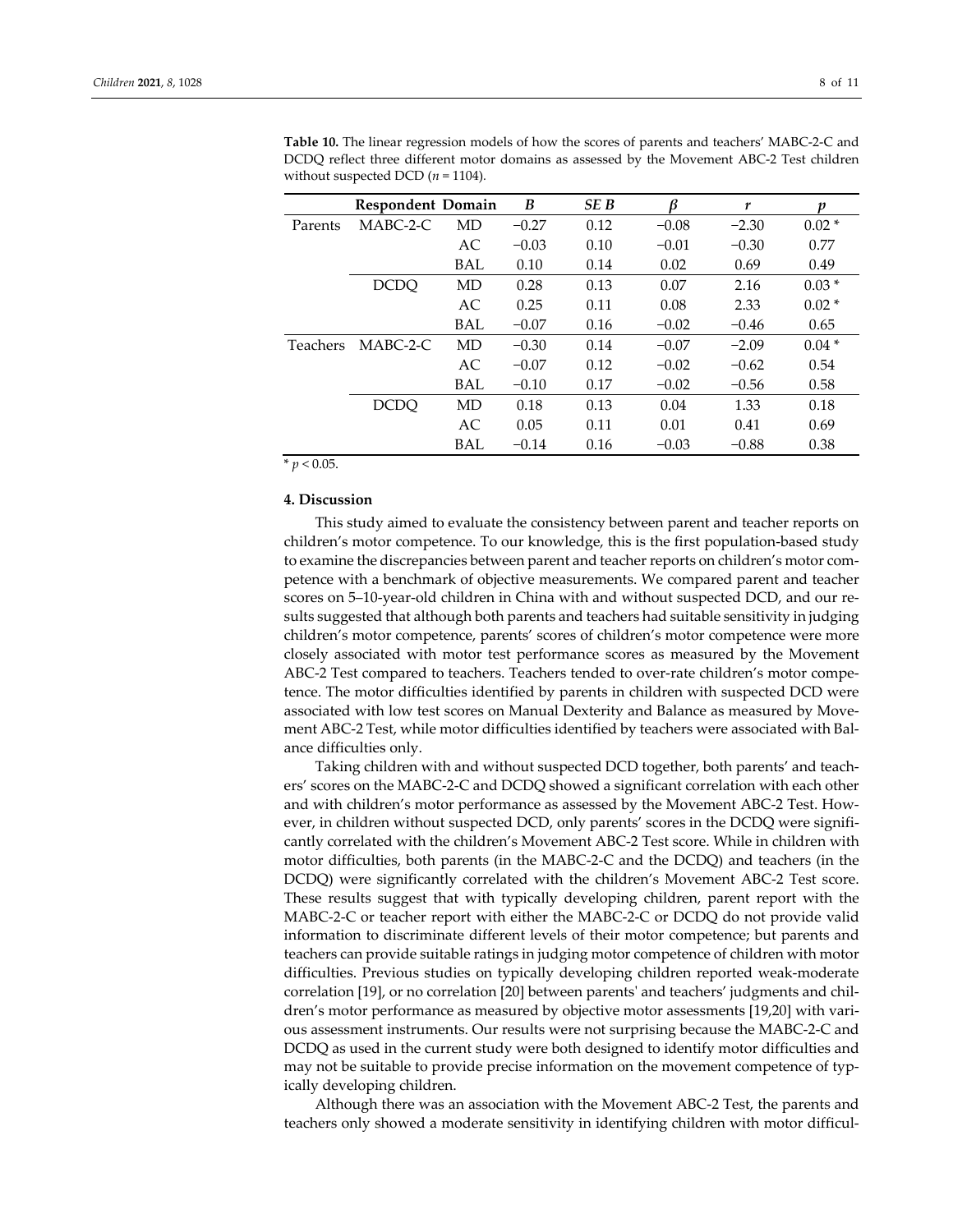**Table 10.** The linear regression models of how the scores of parents and teachers' MABC-2-C and DCDQ reflect three different motor domains as assessed by the Movement ABC-2 Test children without suspected DCD ($n$ = 1104).

| | Respondent | Domain | *B* | *SE B* | *β* | *r* | *p* |
|---|---|---|---|---|---|---|---|
| Parents | MABC-2-C | MD | −0.27 | 0.12 | −0.08 | −2.30 | 0.02 * |
| | | AC | −0.03 | 0.10 | −0.01 | −0.30 | 0.77 |
| | | BAL | 0.10 | 0.14 | 0.02 | 0.69 | 0.49 |
| | DCDQ | MD | 0.28 | 0.13 | 0.07 | 2.16 | 0.03 * |
| | | AC | 0.25 | 0.11 | 0.08 | 2.33 | 0.02 * |
| | | BAL | −0.07 | 0.16 | −0.02 | −0.46 | 0.65 |
| Teachers | MABC-2-C | MD | −0.30 | 0.14 | −0.07 | −2.09 | 0.04 * |
| | | AC | −0.07 | 0.12 | −0.02 | −0.62 | 0.54 |
| | | BAL | −0.10 | 0.17 | −0.02 | −0.56 | 0.58 |
| | DCDQ | MD | 0.18 | 0.13 | 0.04 | 1.33 | 0.18 |
| | | AC | 0.05 | 0.11 | 0.01 | 0.41 | 0.69 |
| | | BAL | −0.14 | 0.16 | −0.03 | −0.88 | 0.38 |

* $p < 0.05$.

## 4. Discussion

This study aimed to evaluate the consistency between parent and teacher reports on children's motor competence. To our knowledge, this is the first population-based study to examine the discrepancies between parent and teacher reports on children's motor competence with a benchmark of objective measurements. We compared parent and teacher scores on 5–10-year-old children in China with and without suspected DCD, and our results suggested that although both parents and teachers had suitable sensitivity in judging children's motor competence, parents' scores of children's motor competence were more closely associated with motor test performance scores as measured by the Movement ABC-2 Test compared to teachers. Teachers tended to over-rate children's motor competence. The motor difficulties identified by parents in children with suspected DCD were associated with low test scores on Manual Dexterity and Balance as measured by Movement ABC-2 Test, while motor difficulties identified by teachers were associated with Balance difficulties only.

Taking children with and without suspected DCD together, both parents' and teachers' scores on the MABC-2-C and DCDQ showed a significant correlation with each other and with children's motor performance as assessed by the Movement ABC-2 Test. However, in children without suspected DCD, only parents' scores in the DCDQ were significantly correlated with the children's Movement ABC-2 Test score. While in children with motor difficulties, both parents (in the MABC-2-C and the DCDQ) and teachers (in the DCDQ) were significantly correlated with the children's Movement ABC-2 Test score. These results suggest that with typically developing children, parent report with the MABC-2-C or teacher report with either the MABC-2-C or DCDQ do not provide valid information to discriminate different levels of their motor competence; but parents and teachers can provide suitable ratings in judging motor competence of children with motor difficulties. Previous studies on typically developing children reported weak-moderate correlation [19], or no correlation [20] between parents' and teachers' judgments and children's motor performance as measured by objective motor assessments [19,20] with various assessment instruments. Our results were not surprising because the MABC-2-C and DCDQ as used in the current study were both designed to identify motor difficulties and may not be suitable to provide precise information on the movement competence of typically developing children.

Although there was an association with the Movement ABC-2 Test, the parents and teachers only showed a moderate sensitivity in identifying children with motor difficul-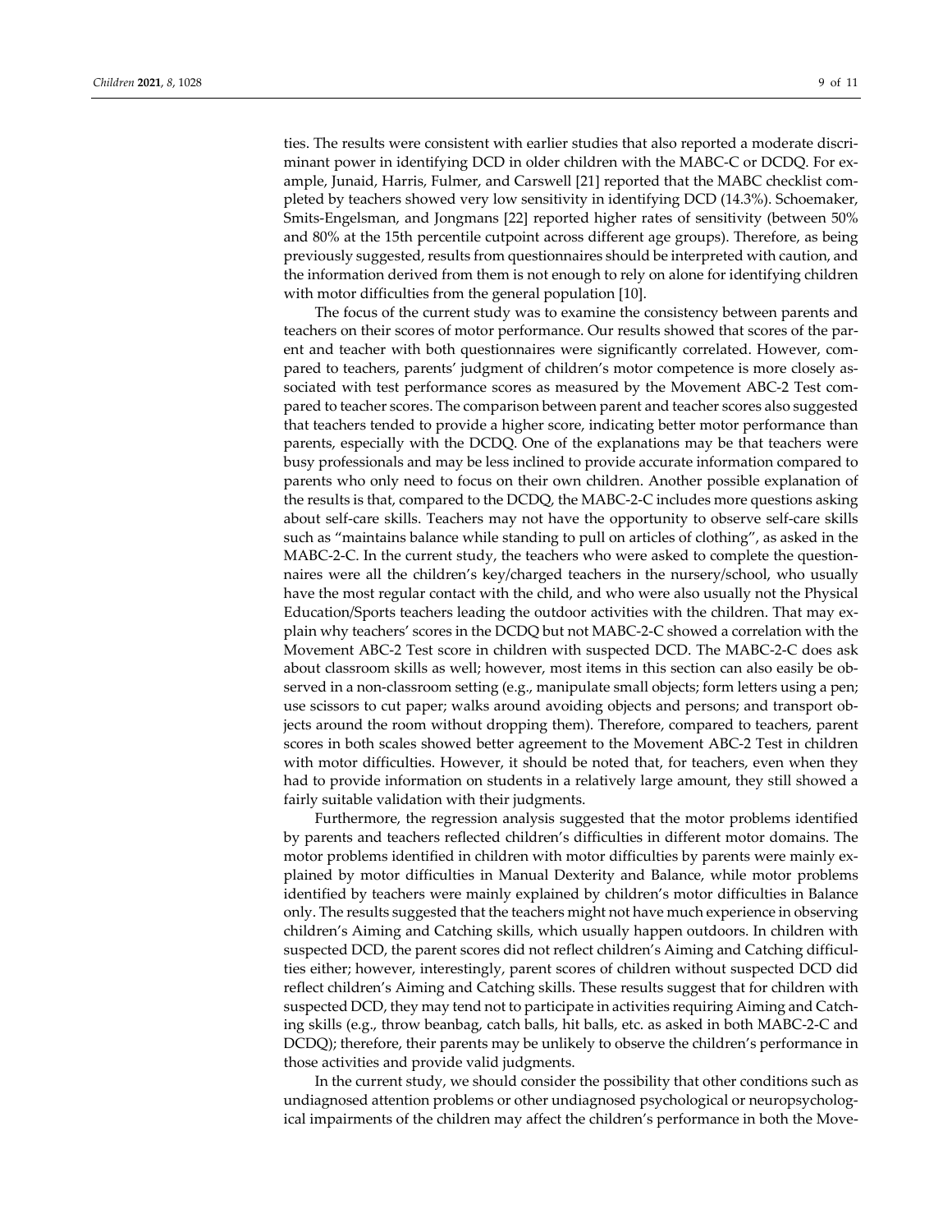ties. The results were consistent with earlier studies that also reported a moderate discriminant power in identifying DCD in older children with the MABC-C or DCDQ. For example, Junaid, Harris, Fulmer, and Carswell [21] reported that the MABC checklist completed by teachers showed very low sensitivity in identifying DCD (14.3%). Schoemaker, Smits-Engelsman, and Jongmans [22] reported higher rates of sensitivity (between 50% and 80% at the 15th percentile cutpoint across different age groups). Therefore, as being previously suggested, results from questionnaires should be interpreted with caution, and the information derived from them is not enough to rely on alone for identifying children with motor difficulties from the general population [10].

The focus of the current study was to examine the consistency between parents and teachers on their scores of motor performance. Our results showed that scores of the parent and teacher with both questionnaires were significantly correlated. However, compared to teachers, parents' judgment of children's motor competence is more closely associated with test performance scores as measured by the Movement ABC-2 Test compared to teacher scores. The comparison between parent and teacher scores also suggested that teachers tended to provide a higher score, indicating better motor performance than parents, especially with the DCDQ. One of the explanations may be that teachers were busy professionals and may be less inclined to provide accurate information compared to parents who only need to focus on their own children. Another possible explanation of the results is that, compared to the DCDQ, the MABC-2-C includes more questions asking about self-care skills. Teachers may not have the opportunity to observe self-care skills such as "maintains balance while standing to pull on articles of clothing", as asked in the MABC-2-C. In the current study, the teachers who were asked to complete the questionnaires were all the children's key/charged teachers in the nursery/school, who usually have the most regular contact with the child, and who were also usually not the Physical Education/Sports teachers leading the outdoor activities with the children. That may explain why teachers' scores in the DCDQ but not MABC-2-C showed a correlation with the Movement ABC-2 Test score in children with suspected DCD. The MABC-2-C does ask about classroom skills as well; however, most items in this section can also easily be observed in a non-classroom setting (e.g., manipulate small objects; form letters using a pen; use scissors to cut paper; walks around avoiding objects and persons; and transport objects around the room without dropping them). Therefore, compared to teachers, parent scores in both scales showed better agreement to the Movement ABC-2 Test in children with motor difficulties. However, it should be noted that, for teachers, even when they had to provide information on students in a relatively large amount, they still showed a fairly suitable validation with their judgments.

Furthermore, the regression analysis suggested that the motor problems identified by parents and teachers reflected children's difficulties in different motor domains. The motor problems identified in children with motor difficulties by parents were mainly explained by motor difficulties in Manual Dexterity and Balance, while motor problems identified by teachers were mainly explained by children's motor difficulties in Balance only. The results suggested that the teachers might not have much experience in observing children's Aiming and Catching skills, which usually happen outdoors. In children with suspected DCD, the parent scores did not reflect children's Aiming and Catching difficulties either; however, interestingly, parent scores of children without suspected DCD did reflect children's Aiming and Catching skills. These results suggest that for children with suspected DCD, they may tend not to participate in activities requiring Aiming and Catching skills (e.g., throw beanbag, catch balls, hit balls, etc. as asked in both MABC-2-C and DCDQ); therefore, their parents may be unlikely to observe the children's performance in those activities and provide valid judgments.

In the current study, we should consider the possibility that other conditions such as undiagnosed attention problems or other undiagnosed psychological or neuropsychological impairments of the children may affect the children's performance in both the Move-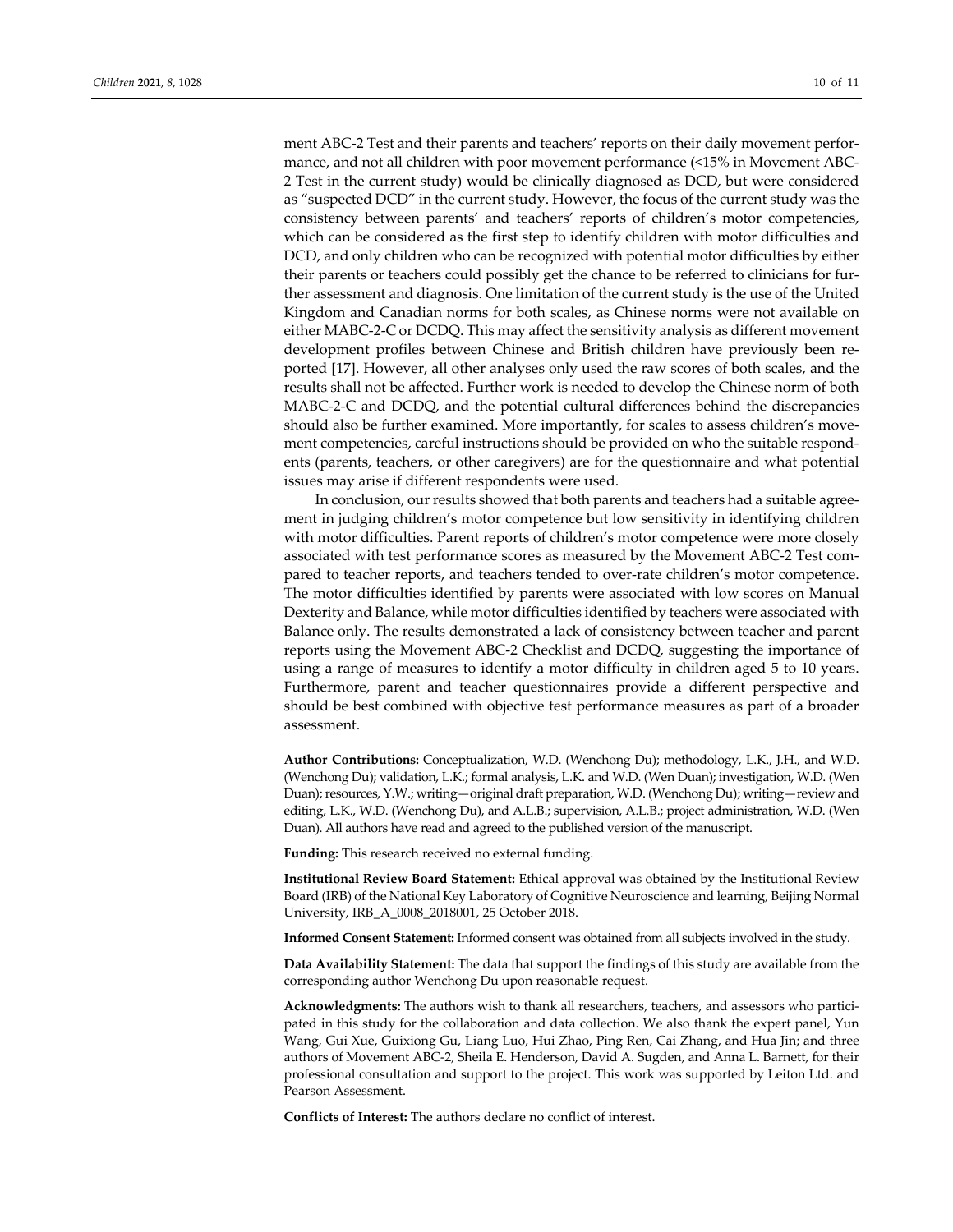ment ABC-2 Test and their parents and teachers' reports on their daily movement performance, and not all children with poor movement performance (<15% in Movement ABC-2 Test in the current study) would be clinically diagnosed as DCD, but were considered as "suspected DCD" in the current study. However, the focus of the current study was the consistency between parents' and teachers' reports of children's motor competencies, which can be considered as the first step to identify children with motor difficulties and DCD, and only children who can be recognized with potential motor difficulties by either their parents or teachers could possibly get the chance to be referred to clinicians for further assessment and diagnosis. One limitation of the current study is the use of the United Kingdom and Canadian norms for both scales, as Chinese norms were not available on either MABC-2-C or DCDQ. This may affect the sensitivity analysis as different movement development profiles between Chinese and British children have previously been reported [17]. However, all other analyses only used the raw scores of both scales, and the results shall not be affected. Further work is needed to develop the Chinese norm of both MABC-2-C and DCDQ, and the potential cultural differences behind the discrepancies should also be further examined. More importantly, for scales to assess children's movement competencies, careful instructions should be provided on who the suitable respondents (parents, teachers, or other caregivers) are for the questionnaire and what potential issues may arise if different respondents were used.

In conclusion, our results showed that both parents and teachers had a suitable agreement in judging children's motor competence but low sensitivity in identifying children with motor difficulties. Parent reports of children's motor competence were more closely associated with test performance scores as measured by the Movement ABC-2 Test compared to teacher reports, and teachers tended to over-rate children's motor competence. The motor difficulties identified by parents were associated with low scores on Manual Dexterity and Balance, while motor difficulties identified by teachers were associated with Balance only. The results demonstrated a lack of consistency between teacher and parent reports using the Movement ABC-2 Checklist and DCDQ, suggesting the importance of using a range of measures to identify a motor difficulty in children aged 5 to 10 years. Furthermore, parent and teacher questionnaires provide a different perspective and should be best combined with objective test performance measures as part of a broader assessment.

**Author Contributions:** Conceptualization, W.D. (Wenchong Du); methodology, L.K., J.H., and W.D. (Wenchong Du); validation, L.K.; formal analysis, L.K. and W.D. (Wen Duan); investigation, W.D. (Wen Duan); resources, Y.W.; writing—original draft preparation, W.D. (Wenchong Du); writing—review and editing, L.K., W.D. (Wenchong Du), and A.L.B.; supervision, A.L.B.; project administration, W.D. (Wen Duan). All authors have read and agreed to the published version of the manuscript.

**Funding:** This research received no external funding.

**Institutional Review Board Statement:** Ethical approval was obtained by the Institutional Review Board (IRB) of the National Key Laboratory of Cognitive Neuroscience and learning, Beijing Normal University, IRB_A_0008_2018001, 25 October 2018.

**Informed Consent Statement:** Informed consent was obtained from all subjects involved in the study.

**Data Availability Statement:** The data that support the findings of this study are available from the corresponding author Wenchong Du upon reasonable request.

**Acknowledgments:** The authors wish to thank all researchers, teachers, and assessors who participated in this study for the collaboration and data collection. We also thank the expert panel, Yun Wang, Gui Xue, Guixiong Gu, Liang Luo, Hui Zhao, Ping Ren, Cai Zhang, and Hua Jin; and three authors of Movement ABC-2, Sheila E. Henderson, David A. Sugden, and Anna L. Barnett, for their professional consultation and support to the project. This work was supported by Leiton Ltd. and Pearson Assessment.

**Conflicts of Interest:** The authors declare no conflict of interest.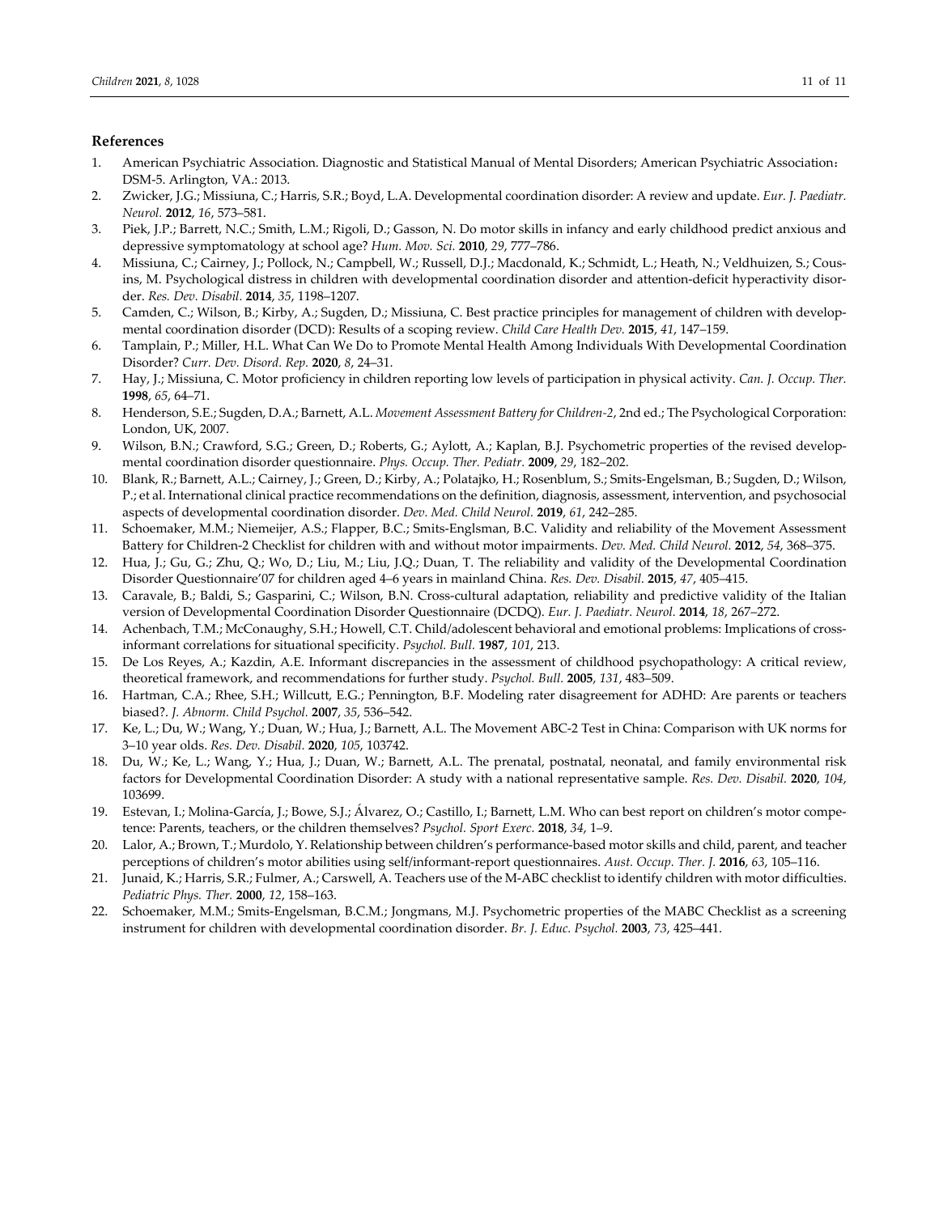## References

1. American Psychiatric Association. Diagnostic and Statistical Manual of Mental Disorders; American Psychiatric Association: DSM-5. Arlington, VA.: 2013.
2. Zwicker, J.G.; Missiuna, C.; Harris, S.R.; Boyd, L.A. Developmental coordination disorder: A review and update. *Eur. J. Paediatr. Neurol.* **2012**, *16*, 573–581.
3. Piek, J.P.; Barrett, N.C.; Smith, L.M.; Rigoli, D.; Gasson, N. Do motor skills in infancy and early childhood predict anxious and depressive symptomatology at school age? *Hum. Mov. Sci.* **2010**, *29*, 777–786.
4. Missiuna, C.; Cairney, J.; Pollock, N.; Campbell, W.; Russell, D.J.; Macdonald, K.; Schmidt, L.; Heath, N.; Veldhuizen, S.; Cousins, M. Psychological distress in children with developmental coordination disorder and attention-deficit hyperactivity disorder. *Res. Dev. Disabil.* **2014**, *35*, 1198–1207.
5. Camden, C.; Wilson, B.; Kirby, A.; Sugden, D.; Missiuna, C. Best practice principles for management of children with developmental coordination disorder (DCD): Results of a scoping review. *Child Care Health Dev.* **2015**, *41*, 147–159.
6. Tamplain, P.; Miller, H.L. What Can We Do to Promote Mental Health Among Individuals With Developmental Coordination Disorder? *Curr. Dev. Disord. Rep.* **2020**, *8*, 24–31.
7. Hay, J.; Missiuna, C. Motor proficiency in children reporting low levels of participation in physical activity. *Can. J. Occup. Ther.* **1998**, *65*, 64–71.
8. Henderson, S.E.; Sugden, D.A.; Barnett, A.L. *Movement Assessment Battery for Children-2*, 2nd ed.; The Psychological Corporation: London, UK, 2007.
9. Wilson, B.N.; Crawford, S.G.; Green, D.; Roberts, G.; Aylott, A.; Kaplan, B.J. Psychometric properties of the revised developmental coordination disorder questionnaire. *Phys. Occup. Ther. Pediatr.* **2009**, *29*, 182–202.
10. Blank, R.; Barnett, A.L.; Cairney, J.; Green, D.; Kirby, A.; Polatajko, H.; Rosenblum, S.; Smits-Engelsman, B.; Sugden, D.; Wilson, P.; et al. International clinical practice recommendations on the definition, diagnosis, assessment, intervention, and psychosocial aspects of developmental coordination disorder. *Dev. Med. Child Neurol.* **2019**, *61*, 242–285.
11. Schoemaker, M.M.; Niemeijer, A.S.; Flapper, B.C.; Smits-Englsman, B.C. Validity and reliability of the Movement Assessment Battery for Children-2 Checklist for children with and without motor impairments. *Dev. Med. Child Neurol.* **2012**, *54*, 368–375.
12. Hua, J.; Gu, G.; Zhu, Q.; Wo, D.; Liu, M.; Liu, J.Q.; Duan, T. The reliability and validity of the Developmental Coordination Disorder Questionnaire'07 for children aged 4–6 years in mainland China. *Res. Dev. Disabil.* **2015**, *47*, 405–415.
13. Caravale, B.; Baldi, S.; Gasparini, C.; Wilson, B.N. Cross-cultural adaptation, reliability and predictive validity of the Italian version of Developmental Coordination Disorder Questionnaire (DCDQ). *Eur. J. Paediatr. Neurol.* **2014**, *18*, 267–272.
14. Achenbach, T.M.; McConaughy, S.H.; Howell, C.T. Child/adolescent behavioral and emotional problems: Implications of cross-informant correlations for situational specificity. *Psychol. Bull.* **1987**, *101*, 213.
15. De Los Reyes, A.; Kazdin, A.E. Informant discrepancies in the assessment of childhood psychopathology: A critical review, theoretical framework, and recommendations for further study. *Psychol. Bull.* **2005**, *131*, 483–509.
16. Hartman, C.A.; Rhee, S.H.; Willcutt, E.G.; Pennington, B.F. Modeling rater disagreement for ADHD: Are parents or teachers biased?. *J. Abnorm. Child Psychol.* **2007**, *35*, 536–542.
17. Ke, L.; Du, W.; Wang, Y.; Duan, W.; Hua, J.; Barnett, A.L. The Movement ABC-2 Test in China: Comparison with UK norms for 3–10 year olds. *Res. Dev. Disabil.* **2020**, *105*, 103742.
18. Du, W.; Ke, L.; Wang, Y.; Hua, J.; Duan, W.; Barnett, A.L. The prenatal, postnatal, neonatal, and family environmental risk factors for Developmental Coordination Disorder: A study with a national representative sample. *Res. Dev. Disabil.* **2020**, *104*, 103699.
19. Estevan, I.; Molina-García, J.; Bowe, S.J.; Álvarez, O.; Castillo, I.; Barnett, L.M. Who can best report on children's motor competence: Parents, teachers, or the children themselves? *Psychol. Sport Exerc.* **2018**, *34*, 1–9.
20. Lalor, A.; Brown, T.; Murdolo, Y. Relationship between children's performance-based motor skills and child, parent, and teacher perceptions of children's motor abilities using self/informant-report questionnaires. *Aust. Occup. Ther. J.* **2016**, *63*, 105–116.
21. Junaid, K.; Harris, S.R.; Fulmer, A.; Carswell, A. Teachers use of the M-ABC checklist to identify children with motor difficulties. *Pediatric Phys. Ther.* **2000**, *12*, 158–163.
22. Schoemaker, M.M.; Smits-Engelsman, B.C.M.; Jongmans, M.J. Psychometric properties of the MABC Checklist as a screening instrument for children with developmental coordination disorder. *Br. J. Educ. Psychol.* **2003**, *73*, 425–441.